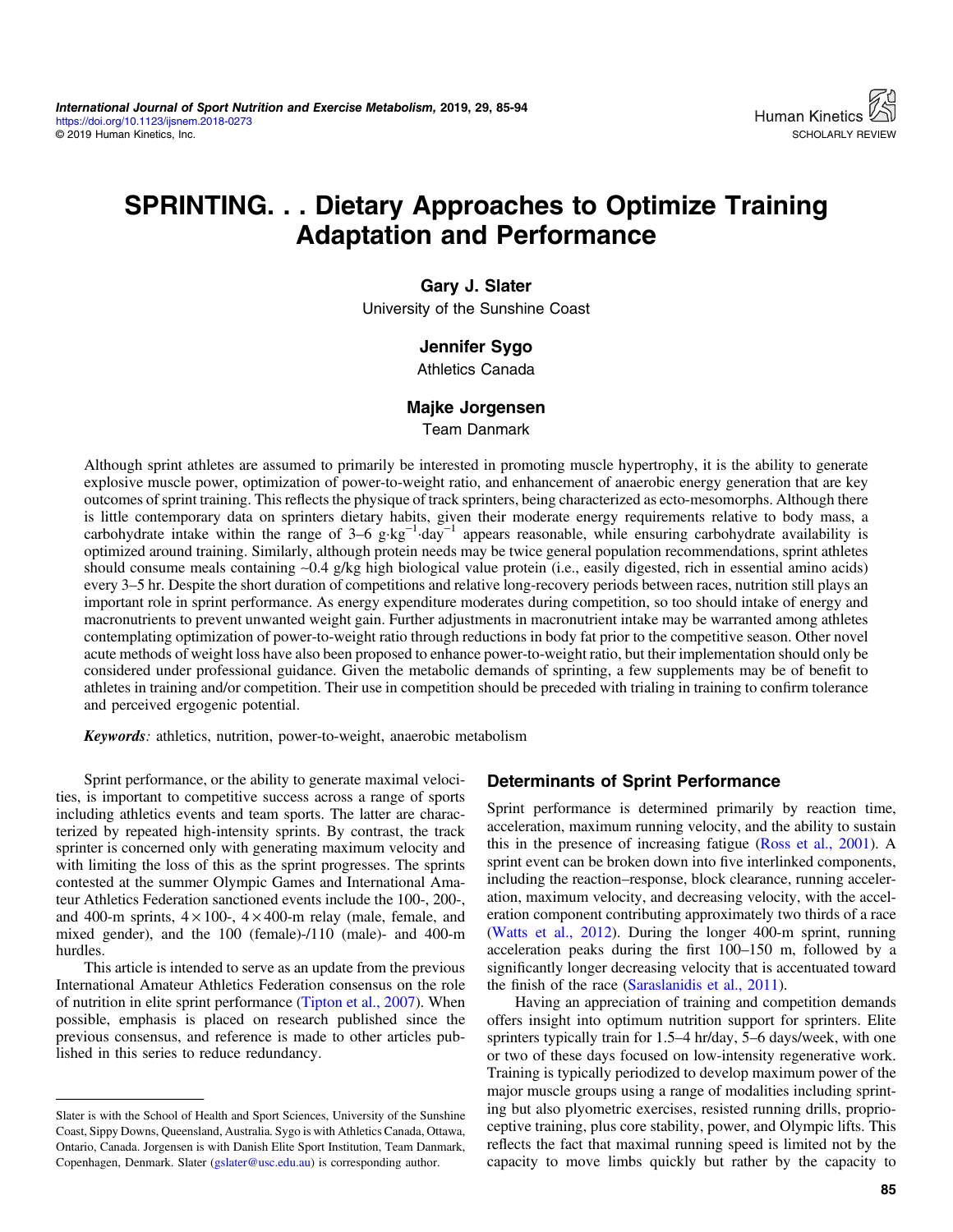# SPRINTING. . . Dietary Approaches to Optimize Training Adaptation and Performance

**Gary J. Slater**
University of the Sunshine Coast

**Jennifer Sygo**
Athletics Canada

**Majke Jorgensen**
Team Danmark

Although sprint athletes are assumed to primarily be interested in promoting muscle hypertrophy, it is the ability to generate explosive muscle power, optimization of power-to-weight ratio, and enhancement of anaerobic energy generation that are key outcomes of sprint training. This reflects the physique of track sprinters, being characterized as ecto-mesomorphs. Although there is little contemporary data on sprinters dietary habits, given their moderate energy requirements relative to body mass, a carbohydrate intake within the range of 3–6 $g \cdot kg^{-1} \cdot day^{-1}$ appears reasonable, while ensuring carbohydrate availability is optimized around training. Similarly, although protein needs may be twice general population recommendations, sprint athletes should consume meals containing ~0.4 g/kg high biological value protein (i.e., easily digested, rich in essential amino acids) every 3–5 hr. Despite the short duration of competitions and relative long-recovery periods between races, nutrition still plays an important role in sprint performance. As energy expenditure moderates during competition, so too should intake of energy and macronutrients to prevent unwanted weight gain. Further adjustments in macronutrient intake may be warranted among athletes contemplating optimization of power-to-weight ratio through reductions in body fat prior to the competitive season. Other novel acute methods of weight loss have also been proposed to enhance power-to-weight ratio, but their implementation should only be considered under professional guidance. Given the metabolic demands of sprinting, a few supplements may be of benefit to athletes in training and/or competition. Their use in competition should be preceded with trialing in training to confirm tolerance and perceived ergogenic potential.

***Keywords****:* athletics, nutrition, power-to-weight, anaerobic metabolism

Sprint performance, or the ability to generate maximal velocities, is important to competitive success across a range of sports including athletics events and team sports. The latter are characterized by repeated high-intensity sprints. By contrast, the track sprinter is concerned only with generating maximum velocity and with limiting the loss of this as the sprint progresses. The sprints contested at the summer Olympic Games and International Amateur Athletics Federation sanctioned events include the 100-, 200-, and 400-m sprints, 4 × 100-, 4 × 400-m relay (male, female, and mixed gender), and the 100 (female)-/110 (male)- and 400-m hurdles.

This article is intended to serve as an update from the previous International Amateur Athletics Federation consensus on the role of nutrition in elite sprint performance (Tipton et al., 2007). When possible, emphasis is placed on research published since the previous consensus, and reference is made to other articles published in this series to reduce redundancy.

## Determinants of Sprint Performance

Sprint performance is determined primarily by reaction time, acceleration, maximum running velocity, and the ability to sustain this in the presence of increasing fatigue (Ross et al., 2001). A sprint event can be broken down into five interlinked components, including the reaction–response, block clearance, running acceleration, maximum velocity, and decreasing velocity, with the acceleration component contributing approximately two thirds of a race (Watts et al., 2012). During the longer 400-m sprint, running acceleration peaks during the first 100–150 m, followed by a significantly longer decreasing velocity that is accentuated toward the finish of the race (Saraslanidis et al., 2011).

Having an appreciation of training and competition demands offers insight into optimum nutrition support for sprinters. Elite sprinters typically train for 1.5–4 hr/day, 5–6 days/week, with one or two of these days focused on low-intensity regenerative work. Training is typically periodized to develop maximum power of the major muscle groups using a range of modalities including sprinting but also plyometric exercises, resisted running drills, proprioceptive training, plus core stability, power, and Olympic lifts. This reflects the fact that maximal running speed is limited not by the capacity to move limbs quickly but rather by the capacity to

---

Slater is with the School of Health and Sport Sciences, University of the Sunshine Coast, Sippy Downs, Queensland, Australia. Sygo is with Athletics Canada, Ottawa, Ontario, Canada. Jorgensen is with Danish Elite Sport Institution, Team Danmark, Copenhagen, Denmark. Slater (gslater@usc.edu.au) is corresponding author.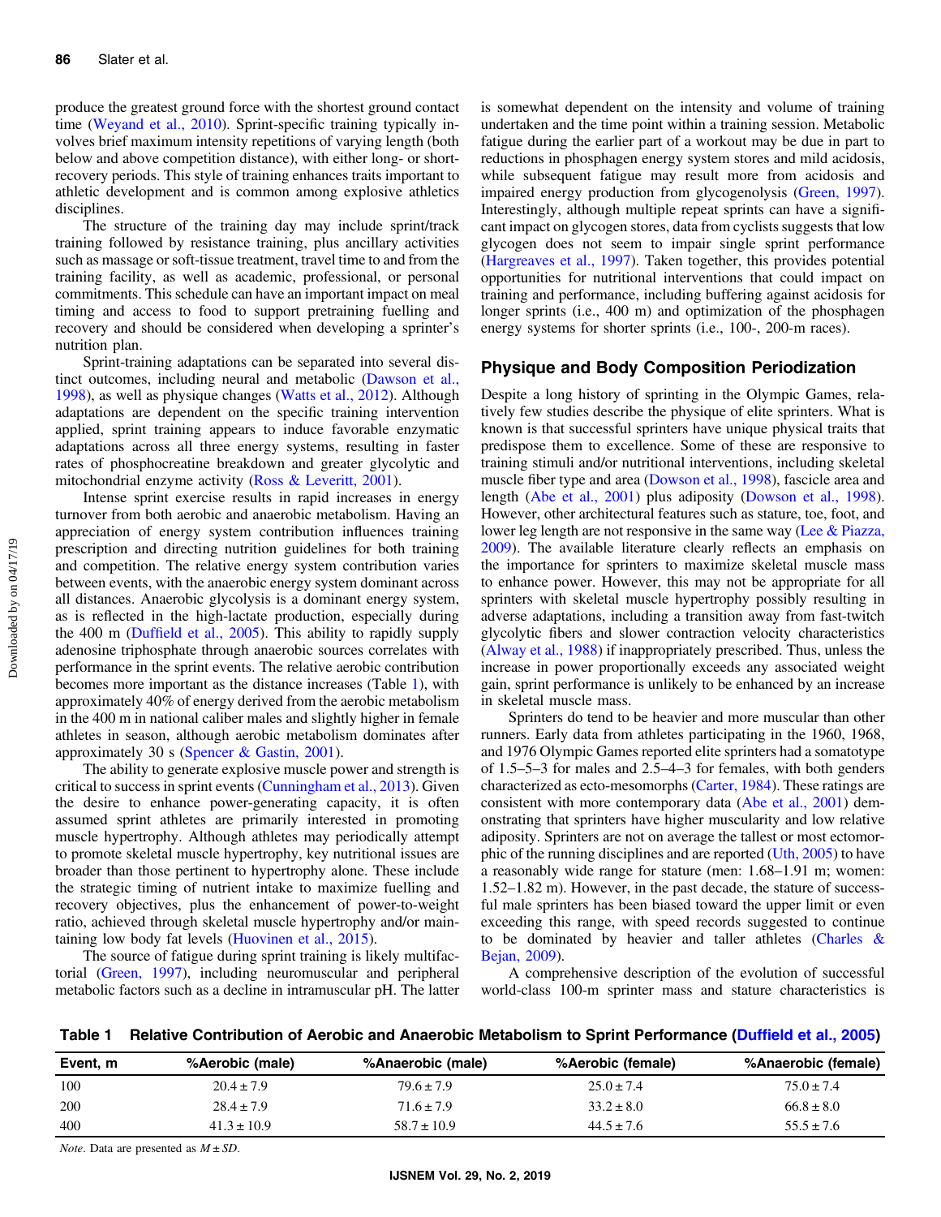produce the greatest ground force with the shortest ground contact time (Weyand et al., 2010). Sprint-specific training typically involves brief maximum intensity repetitions of varying length (both below and above competition distance), with either long- or short-recovery periods. This style of training enhances traits important to athletic development and is common among explosive athletics disciplines.

The structure of the training day may include sprint/track training followed by resistance training, plus ancillary activities such as massage or soft-tissue treatment, travel time to and from the training facility, as well as academic, professional, or personal commitments. This schedule can have an important impact on meal timing and access to food to support pretraining fuelling and recovery and should be considered when developing a sprinter's nutrition plan.

Sprint-training adaptations can be separated into several distinct outcomes, including neural and metabolic (Dawson et al., 1998), as well as physique changes (Watts et al., 2012). Although adaptations are dependent on the specific training intervention applied, sprint training appears to induce favorable enzymatic adaptations across all three energy systems, resulting in faster rates of phosphocreatine breakdown and greater glycolytic and mitochondrial enzyme activity (Ross & Leveritt, 2001).

Intense sprint exercise results in rapid increases in energy turnover from both aerobic and anaerobic metabolism. Having an appreciation of energy system contribution influences training prescription and directing nutrition guidelines for both training and competition. The relative energy system contribution varies between events, with the anaerobic energy system dominant across all distances. Anaerobic glycolysis is a dominant energy system, as is reflected in the high-lactate production, especially during the 400 m (Duffield et al., 2005). This ability to rapidly supply adenosine triphosphate through anaerobic sources correlates with performance in the sprint events. The relative aerobic contribution becomes more important as the distance increases (Table 1), with approximately 40% of energy derived from the aerobic metabolism in the 400 m in national caliber males and slightly higher in female athletes in season, although aerobic metabolism dominates after approximately 30 s (Spencer & Gastin, 2001).

The ability to generate explosive muscle power and strength is critical to success in sprint events (Cunningham et al., 2013). Given the desire to enhance power-generating capacity, it is often assumed sprint athletes are primarily interested in promoting muscle hypertrophy. Although athletes may periodically attempt to promote skeletal muscle hypertrophy, key nutritional issues are broader than those pertinent to hypertrophy alone. These include the strategic timing of nutrient intake to maximize fuelling and recovery objectives, plus the enhancement of power-to-weight ratio, achieved through skeletal muscle hypertrophy and/or maintaining low body fat levels (Huovinen et al., 2015).

The source of fatigue during sprint training is likely multifactorial (Green, 1997), including neuromuscular and peripheral metabolic factors such as a decline in intramuscular pH. The latter is somewhat dependent on the intensity and volume of training undertaken and the time point within a training session. Metabolic fatigue during the earlier part of a workout may be due in part to reductions in phosphagen energy system stores and mild acidosis, while subsequent fatigue may result more from acidosis and impaired energy production from glycogenolysis (Green, 1997). Interestingly, although multiple repeat sprints can have a significant impact on glycogen stores, data from cyclists suggests that low glycogen does not seem to impair single sprint performance (Hargreaves et al., 1997). Taken together, this provides potential opportunities for nutritional interventions that could impact on training and performance, including buffering against acidosis for longer sprints (i.e., 400 m) and optimization of the phosphagen energy systems for shorter sprints (i.e., 100-, 200-m races).

## Physique and Body Composition Periodization

Despite a long history of sprinting in the Olympic Games, relatively few studies describe the physique of elite sprinters. What is known is that successful sprinters have unique physical traits that predispose them to excellence. Some of these are responsive to training stimuli and/or nutritional interventions, including skeletal muscle fiber type and area (Dowson et al., 1998), fascicle area and length (Abe et al., 2001) plus adiposity (Dowson et al., 1998). However, other architectural features such as stature, toe, foot, and lower leg length are not responsive in the same way (Lee & Piazza, 2009). The available literature clearly reflects an emphasis on the importance for sprinters to maximize skeletal muscle mass to enhance power. However, this may not be appropriate for all sprinters with skeletal muscle hypertrophy possibly resulting in adverse adaptations, including a transition away from fast-twitch glycolytic fibers and slower contraction velocity characteristics (Alway et al., 1988) if inappropriately prescribed. Thus, unless the increase in power proportionally exceeds any associated weight gain, sprint performance is unlikely to be enhanced by an increase in skeletal muscle mass.

Sprinters do tend to be heavier and more muscular than other runners. Early data from athletes participating in the 1960, 1968, and 1976 Olympic Games reported elite sprinters had a somatotype of 1.5–5–3 for males and 2.5–4–3 for females, with both genders characterized as ecto-mesomorphs (Carter, 1984). These ratings are consistent with more contemporary data (Abe et al., 2001) demonstrating that sprinters have higher muscularity and low relative adiposity. Sprinters are not on average the tallest or most ectomorphic of the running disciplines and are reported (Uth, 2005) to have a reasonably wide range for stature (men: 1.68–1.91 m; women: 1.52–1.82 m). However, in the past decade, the stature of successful male sprinters has been biased toward the upper limit or even exceeding this range, with speed records suggested to continue to be dominated by heavier and taller athletes (Charles & Bejan, 2009).

A comprehensive description of the evolution of successful world-class 100-m sprinter mass and stature characteristics is

**Table 1 Relative Contribution of Aerobic and Anaerobic Metabolism to Sprint Performance (Duffield et al., 2005)**

| Event, m | %Aerobic (male) | %Anaerobic (male) | %Aerobic (female) | %Anaerobic (female) |
|---|---|---|---|---|
| 100 | $20.4 \pm 7.9$ | $79.6 \pm 7.9$ | $25.0 \pm 7.4$ | $75.0 \pm 7.4$ |
| 200 | $28.4 \pm 7.9$ | $71.6 \pm 7.9$ | $33.2 \pm 8.0$ | $66.8 \pm 8.0$ |
| 400 | $41.3 \pm 10.9$ | $58.7 \pm 10.9$ | $44.5 \pm 7.6$ | $55.5 \pm 7.6$ |

*Note*. Data are presented as $M \pm SD$.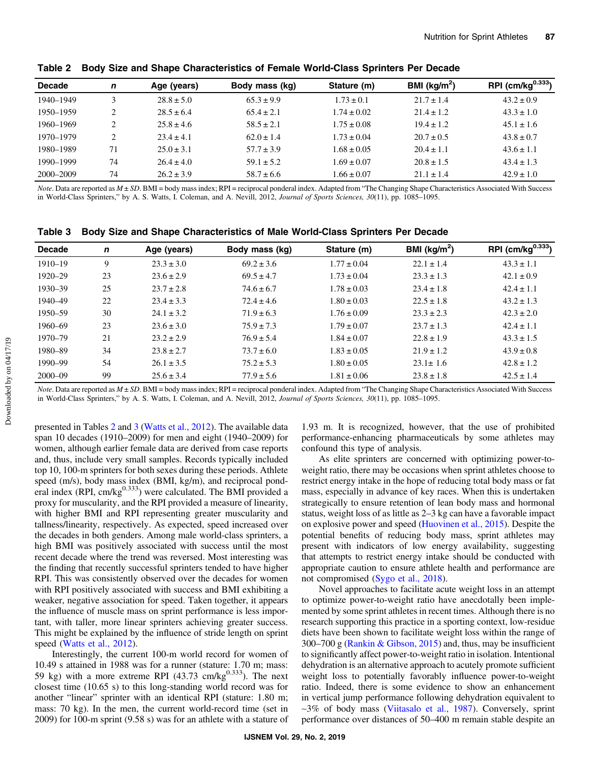**Table 2 Body Size and Shape Characteristics of Female World-Class Sprinters Per Decade**

| Decade | *n* | Age (years) | Body mass (kg) | Stature (m) | BMI ($kg/m^2$) | RPI ($cm/kg^{0.333}$) |
|---|---|---|---|---|---|---|
| 1940–1949 | 3 | 28.8 ± 5.0 | 65.3 ± 9.9 | 1.73 ± 0.1 | 21.7 ± 1.4 | 43.2 ± 0.9 |
| 1950–1959 | 2 | 28.5 ± 6.4 | 65.4 ± 2.1 | 1.74 ± 0.02 | 21.4 ± 1.2 | 43.3 ± 1.0 |
| 1960–1969 | 2 | 25.8 ± 4.6 | 58.5 ± 2.1 | 1.75 ± 0.08 | 19.4 ± 1.2 | 45.1 ± 1.6 |
| 1970–1979 | 2 | 23.4 ± 4.1 | 62.0 ± 1.4 | 1.73 ± 0.04 | 20.7 ± 0.5 | 43.8 ± 0.7 |
| 1980–1989 | 71 | 25.0 ± 3.1 | 57.7 ± 3.9 | 1.68 ± 0.05 | 20.4 ± 1.1 | 43.6 ± 1.1 |
| 1990–1999 | 74 | 26.4 ± 4.0 | 59.1 ± 5.2 | 1.69 ± 0.07 | 20.8 ± 1.5 | 43.4 ± 1.3 |
| 2000–2009 | 74 | 26.2 ± 3.9 | 58.7 ± 6.6 | 1.66 ± 0.07 | 21.1 ± 1.4 | 42.9 ± 1.0 |

*Note*. Data are reported as *M* ± *SD*. BMI = body mass index; RPI = reciprocal ponderal index. Adapted from "The Changing Shape Characteristics Associated With Success in World-Class Sprinters," by A. S. Watts, I. Coleman, and A. Nevill, 2012, *Journal of Sports Sciences, 30*(11), pp. 1085–1095.

**Table 3 Body Size and Shape Characteristics of Male World-Class Sprinters Per Decade**

| Decade | *n* | Age (years) | Body mass (kg) | Stature (m) | BMI ($kg/m^2$) | RPI ($cm/kg^{0.333}$) |
|---|---|---|---|---|---|---|
| 1910–19 | 9 | 23.3 ± 3.0 | 69.2 ± 3.6 | 1.77 ± 0.04 | 22.1 ± 1.4 | 43.3 ± 1.1 |
| 1920–29 | 23 | 23.6 ± 2.9 | 69.5 ± 4.7 | 1.73 ± 0.04 | 23.3 ± 1.3 | 42.1 ± 0.9 |
| 1930–39 | 25 | 23.7 ± 2.8 | 74.6 ± 6.7 | 1.78 ± 0.03 | 23.4 ± 1.8 | 42.4 ± 1.1 |
| 1940–49 | 22 | 23.4 ± 3.3 | 72.4 ± 4.6 | 1.80 ± 0.03 | 22.5 ± 1.8 | 43.2 ± 1.3 |
| 1950–59 | 30 | 24.1 ± 3.2 | 71.9 ± 6.3 | 1.76 ± 0.09 | 23.3 ± 2.3 | 42.3 ± 2.0 |
| 1960–69 | 23 | 23.6 ± 3.0 | 75.9 ± 7.3 | 1.79 ± 0.07 | 23.7 ± 1.3 | 42.4 ± 1.1 |
| 1970–79 | 21 | 23.2 ± 2.9 | 76.9 ± 5.4 | 1.84 ± 0.07 | 22.8 ± 1.9 | 43.3 ± 1.5 |
| 1980–89 | 34 | 23.8 ± 2.7 | 73.7 ± 6.0 | 1.83 ± 0.05 | 21.9 ± 1.2 | 43.9 ± 0.8 |
| 1990–99 | 54 | 26.1 ± 3.5 | 75.2 ± 5.3 | 1.80 ± 0.05 | 23.1± 1.6 | 42.8 ± 1.2 |
| 2000–09 | 99 | 25.6 ± 3.4 | 77.9 ± 5.6 | 1.81 ± 0.06 | 23.8 ± 1.8 | 42.5 ± 1.4 |

*Note*. Data are reported as *M* ± *SD*. BMI = body mass index; RPI = reciprocal ponderal index. Adapted from "The Changing Shape Characteristics Associated With Success in World-Class Sprinters," by A. S. Watts, I. Coleman, and A. Nevill, 2012, *Journal of Sports Sciences, 30*(11), pp. 1085–1095.

presented in Tables 2 and 3 (Watts et al., 2012). The available data span 10 decades (1910–2009) for men and eight (1940–2009) for women, although earlier female data are derived from case reports and, thus, include very small samples. Records typically included top 10, 100-m sprinters for both sexes during these periods. Athlete speed (m/s), body mass index (BMI, kg/m), and reciprocal ponderal index (RPI, $cm/kg^{0.333}$) were calculated. The BMI provided a proxy for muscularity, and the RPI provided a measure of linearity, with higher BMI and RPI representing greater muscularity and tallness/linearity, respectively. As expected, speed increased over the decades in both genders. Among male world-class sprinters, a high BMI was positively associated with success until the most recent decade where the trend was reversed. Most interesting was the finding that recently successful sprinters tended to have higher RPI. This was consistently observed over the decades for women with RPI positively associated with success and BMI exhibiting a weaker, negative association for speed. Taken together, it appears the influence of muscle mass on sprint performance is less important, with taller, more linear sprinters achieving greater success. This might be explained by the influence of stride length on sprint speed (Watts et al., 2012).

Interestingly, the current 100-m world record for women of 10.49 s attained in 1988 was for a runner (stature: 1.70 m; mass: 59 kg) with a more extreme RPI (43.73 $cm/kg^{0.333}$). The next closest time (10.65 s) to this long-standing world record was for another "linear" sprinter with an identical RPI (stature: 1.80 m; mass: 70 kg). In the men, the current world-record time (set in 2009) for 100-m sprint (9.58 s) was for an athlete with a stature of 1.93 m. It is recognized, however, that the use of prohibited performance-enhancing pharmaceuticals by some athletes may confound this type of analysis.

As elite sprinters are concerned with optimizing power-to-weight ratio, there may be occasions when sprint athletes choose to restrict energy intake in the hope of reducing total body mass or fat mass, especially in advance of key races. When this is undertaken strategically to ensure retention of lean body mass and hormonal status, weight loss of as little as 2–3 kg can have a favorable impact on explosive power and speed (Huovinen et al., 2015). Despite the potential benefits of reducing body mass, sprint athletes may present with indicators of low energy availability, suggesting that attempts to restrict energy intake should be conducted with appropriate caution to ensure athlete health and performance are not compromised (Sygo et al., 2018).

Novel approaches to facilitate acute weight loss in an attempt to optimize power-to-weight ratio have anecdotally been implemented by some sprint athletes in recent times. Although there is no research supporting this practice in a sporting context, low-residue diets have been shown to facilitate weight loss within the range of 300–700 g (Rankin & Gibson, 2015) and, thus, may be insufficient to significantly affect power-to-weight ratio in isolation. Intentional dehydration is an alternative approach to acutely promote sufficient weight loss to potentially favorably influence power-to-weight ratio. Indeed, there is some evidence to show an enhancement in vertical jump performance following dehydration equivalent to ~3% of body mass (Viitasalo et al., 1987). Conversely, sprint performance over distances of 50–400 m remain stable despite an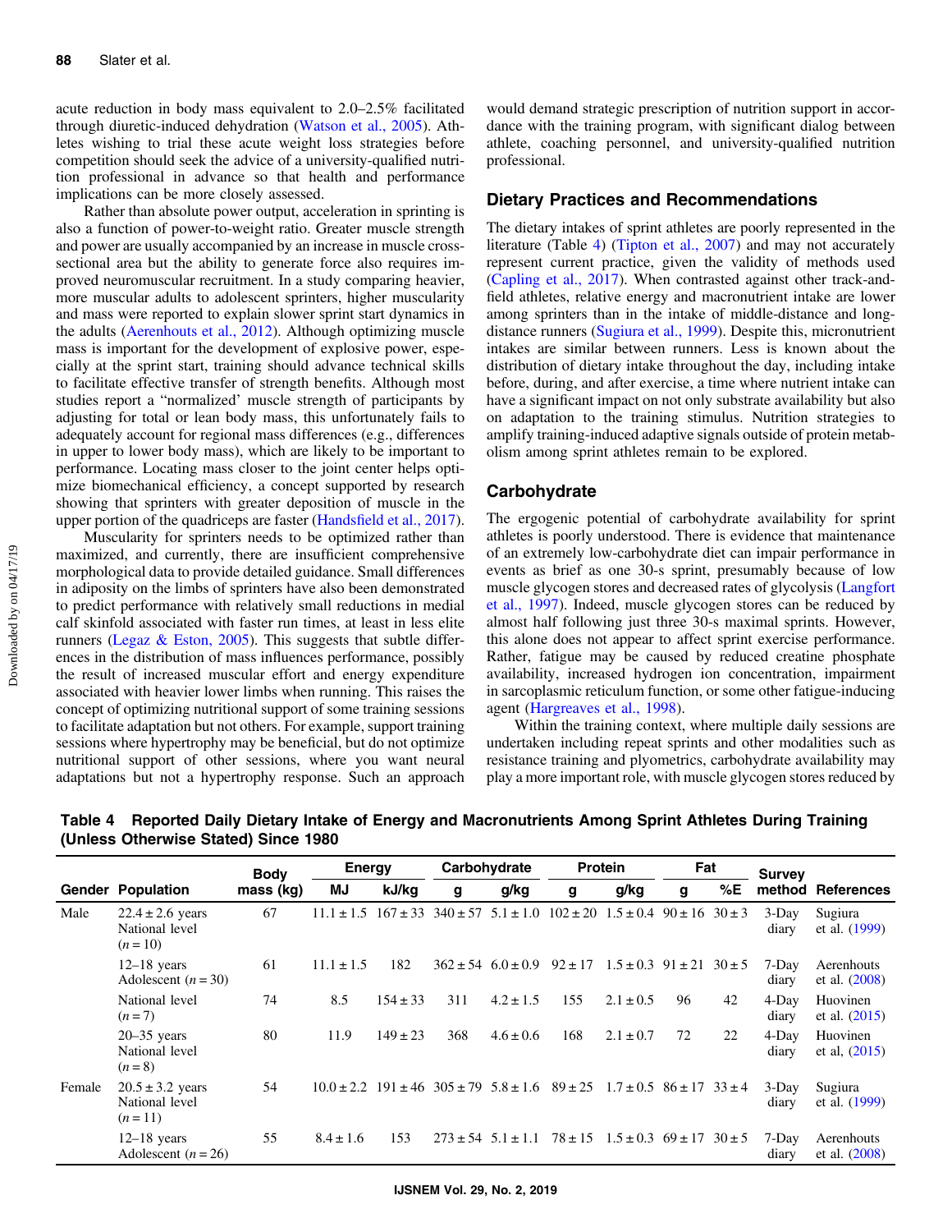acute reduction in body mass equivalent to 2.0–2.5% facilitated through diuretic-induced dehydration (Watson et al., 2005). Athletes wishing to trial these acute weight loss strategies before competition should seek the advice of a university-qualified nutrition professional in advance so that health and performance implications can be more closely assessed.

Rather than absolute power output, acceleration in sprinting is also a function of power-to-weight ratio. Greater muscle strength and power are usually accompanied by an increase in muscle cross-sectional area but the ability to generate force also requires improved neuromuscular recruitment. In a study comparing heavier, more muscular adults to adolescent sprinters, higher muscularity and mass were reported to explain slower sprint start dynamics in the adults (Aerenhouts et al., 2012). Although optimizing muscle mass is important for the development of explosive power, especially at the sprint start, training should advance technical skills to facilitate effective transfer of strength benefits. Although most studies report a "normalized' muscle strength of participants by adjusting for total or lean body mass, this unfortunately fails to adequately account for regional mass differences (e.g., differences in upper to lower body mass), which are likely to be important to performance. Locating mass closer to the joint center helps optimize biomechanical efficiency, a concept supported by research showing that sprinters with greater deposition of muscle in the upper portion of the quadriceps are faster (Handsfield et al., 2017).

Muscularity for sprinters needs to be optimized rather than maximized, and currently, there are insufficient comprehensive morphological data to provide detailed guidance. Small differences in adiposity on the limbs of sprinters have also been demonstrated to predict performance with relatively small reductions in medial calf skinfold associated with faster run times, at least in less elite runners (Legaz & Eston, 2005). This suggests that subtle differences in the distribution of mass influences performance, possibly the result of increased muscular effort and energy expenditure associated with heavier lower limbs when running. This raises the concept of optimizing nutritional support of some training sessions to facilitate adaptation but not others. For example, support training sessions where hypertrophy may be beneficial, but do not optimize nutritional support of other sessions, where you want neural adaptations but not a hypertrophy response. Such an approach would demand strategic prescription of nutrition support in accordance with the training program, with significant dialog between athlete, coaching personnel, and university-qualified nutrition professional.

## Dietary Practices and Recommendations

The dietary intakes of sprint athletes are poorly represented in the literature (Table 4) (Tipton et al., 2007) and may not accurately represent current practice, given the validity of methods used (Capling et al., 2017). When contrasted against other track-and-field athletes, relative energy and macronutrient intake are lower among sprinters than in the intake of middle-distance and long-distance runners (Sugiura et al., 1999). Despite this, micronutrient intakes are similar between runners. Less is known about the distribution of dietary intake throughout the day, including intake before, during, and after exercise, a time where nutrient intake can have a significant impact on not only substrate availability but also on adaptation to the training stimulus. Nutrition strategies to amplify training-induced adaptive signals outside of protein metabolism among sprint athletes remain to be explored.

## Carbohydrate

The ergogenic potential of carbohydrate availability for sprint athletes is poorly understood. There is evidence that maintenance of an extremely low-carbohydrate diet can impair performance in events as brief as one 30-s sprint, presumably because of low muscle glycogen stores and decreased rates of glycolysis (Langfort et al., 1997). Indeed, muscle glycogen stores can be reduced by almost half following just three 30-s maximal sprints. However, this alone does not appear to affect sprint exercise performance. Rather, fatigue may be caused by reduced creatine phosphate availability, increased hydrogen ion concentration, impairment in sarcoplasmic reticulum function, or some other fatigue-inducing agent (Hargreaves et al., 1998).

Within the training context, where multiple daily sessions are undertaken including repeat sprints and other modalities such as resistance training and plyometrics, carbohydrate availability may play a more important role, with muscle glycogen stores reduced by

**Table 4 Reported Daily Dietary Intake of Energy and Macronutrients Among Sprint Athletes During Training (Unless Otherwise Stated) Since 1980**

| Gender | Population | Body mass (kg) | Energy | | Carbohydrate | | Protein | | Fat | | Survey method | References |
|---|---|---|---|---|---|---|---|---|---|---|---|---|
| | | | MJ | kJ/kg | g | g/kg | g | g/kg | g | %E | | |
| Male | 22.4 ± 2.6 years National level (n = 10) | 67 | 11.1 ± 1.5 | 167 ± 33 | 340 ± 57 | 5.1 ± 1.0 | 102 ± 20 | 1.5 ± 0.4 | 90 ± 16 | 30 ± 3 | 3-Day diary | Sugiura et al. (1999) |
| | 12–18 years Adolescent (n = 30) | 61 | 11.1 ± 1.5 | 182 | 362 ± 54 | 6.0 ± 0.9 | 92 ± 17 | 1.5 ± 0.3 | 91 ± 21 | 30 ± 5 | 7-Day diary | Aerenhouts et al. (2008) |
| | National level (n = 7) | 74 | 8.5 | 154 ± 33 | 311 | 4.2 ± 1.5 | 155 | 2.1 ± 0.5 | 96 | 42 | 4-Day diary | Huovinen et al. (2015) |
| | 20–35 years National level (n = 8) | 80 | 11.9 | 149 ± 23 | 368 | 4.6 ± 0.6 | 168 | 2.1 ± 0.7 | 72 | 22 | 4-Day diary | Huovinen et al, (2015) |
| Female | 20.5 ± 3.2 years National level (n = 11) | 54 | 10.0 ± 2.2 | 191 ± 46 | 305 ± 79 | 5.8 ± 1.6 | 89 ± 25 | 1.7 ± 0.5 | 86 ± 17 | 33 ± 4 | 3-Day diary | Sugiura et al. (1999) |
| | 12–18 years Adolescent (n = 26) | 55 | 8.4 ± 1.6 | 153 | 273 ± 54 | 5.1 ± 1.1 | 78 ± 15 | 1.5 ± 0.3 | 69 ± 17 | 30 ± 5 | 7-Day diary | Aerenhouts et al. (2008) |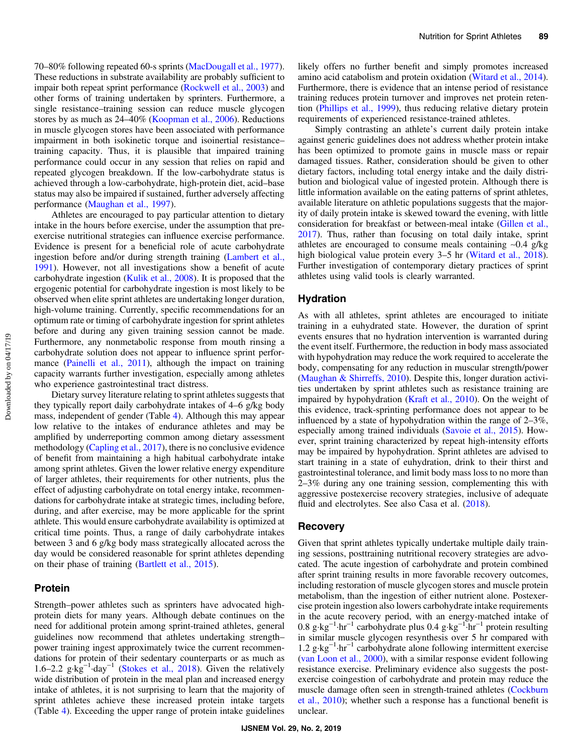70–80% following repeated 60-s sprints (MacDougall et al., 1977). These reductions in substrate availability are probably sufficient to impair both repeat sprint performance (Rockwell et al., 2003) and other forms of training undertaken by sprinters. Furthermore, a single resistance–training session can reduce muscle glycogen stores by as much as 24–40% (Koopman et al., 2006). Reductions in muscle glycogen stores have been associated with performance impairment in both isokinetic torque and isoinertial resistance–training capacity. Thus, it is plausible that impaired training performance could occur in any session that relies on rapid and repeated glycogen breakdown. If the low-carbohydrate status is achieved through a low-carbohydrate, high-protein diet, acid–base status may also be impaired if sustained, further adversely affecting performance (Maughan et al., 1997).

Athletes are encouraged to pay particular attention to dietary intake in the hours before exercise, under the assumption that pre-exercise nutritional strategies can influence exercise performance. Evidence is present for a beneficial role of acute carbohydrate ingestion before and/or during strength training (Lambert et al., 1991). However, not all investigations show a benefit of acute carbohydrate ingestion (Kulik et al., 2008). It is proposed that the ergogenic potential for carbohydrate ingestion is most likely to be observed when elite sprint athletes are undertaking longer duration, high-volume training. Currently, specific recommendations for an optimum rate or timing of carbohydrate ingestion for sprint athletes before and during any given training session cannot be made. Furthermore, any nonmetabolic response from mouth rinsing a carbohydrate solution does not appear to influence sprint performance (Painelli et al., 2011), although the impact on training capacity warrants further investigation, especially among athletes who experience gastrointestinal tract distress.

Dietary survey literature relating to sprint athletes suggests that they typically report daily carbohydrate intakes of 4–6 g/kg body mass, independent of gender (Table 4). Although this may appear low relative to the intakes of endurance athletes and may be amplified by underreporting common among dietary assessment methodology (Capling et al., 2017), there is no conclusive evidence of benefit from maintaining a high habitual carbohydrate intake among sprint athletes. Given the lower relative energy expenditure of larger athletes, their requirements for other nutrients, plus the effect of adjusting carbohydrate on total energy intake, recommendations for carbohydrate intake at strategic times, including before, during, and after exercise, may be more applicable for the sprint athlete. This would ensure carbohydrate availability is optimized at critical time points. Thus, a range of daily carbohydrate intakes between 3 and 6 g/kg body mass strategically allocated across the day would be considered reasonable for sprint athletes depending on their phase of training (Bartlett et al., 2015).

## Protein

Strength–power athletes such as sprinters have advocated high-protein diets for many years. Although debate continues on the need for additional protein among sprint-trained athletes, general guidelines now recommend that athletes undertaking strength–power training ingest approximately twice the current recommendations for protein of their sedentary counterparts or as much as 1.6–2.2 $g \cdot kg^{-1} \cdot day^{-1}$ (Stokes et al., 2018). Given the relatively wide distribution of protein in the meal plan and increased energy intake of athletes, it is not surprising to learn that the majority of sprint athletes achieve these increased protein intake targets (Table 4). Exceeding the upper range of protein intake guidelines likely offers no further benefit and simply promotes increased amino acid catabolism and protein oxidation (Witard et al., 2014). Furthermore, there is evidence that an intense period of resistance training reduces protein turnover and improves net protein retention (Phillips et al., 1999), thus reducing relative dietary protein requirements of experienced resistance-trained athletes.

Simply contrasting an athlete's current daily protein intake against generic guidelines does not address whether protein intake has been optimized to promote gains in muscle mass or repair damaged tissues. Rather, consideration should be given to other dietary factors, including total energy intake and the daily distribution and biological value of ingested protein. Although there is little information available on the eating patterns of sprint athletes, available literature on athletic populations suggests that the majority of daily protein intake is skewed toward the evening, with little consideration for breakfast or between-meal intake (Gillen et al., 2017). Thus, rather than focusing on total daily intake, sprint athletes are encouraged to consume meals containing ~0.4 g/kg high biological value protein every 3–5 hr (Witard et al., 2018). Further investigation of contemporary dietary practices of sprint athletes using valid tools is clearly warranted.

## Hydration

As with all athletes, sprint athletes are encouraged to initiate training in a euhydrated state. However, the duration of sprint events ensures that no hydration intervention is warranted during the event itself. Furthermore, the reduction in body mass associated with hypohydration may reduce the work required to accelerate the body, compensating for any reduction in muscular strength/power (Maughan & Shirreffs, 2010). Despite this, longer duration activities undertaken by sprint athletes such as resistance training are impaired by hypohydration (Kraft et al., 2010). On the weight of this evidence, track-sprinting performance does not appear to be influenced by a state of hypohydration within the range of 2–3%, especially among trained individuals (Savoie et al., 2015). However, sprint training characterized by repeat high-intensity efforts may be impaired by hypohydration. Sprint athletes are advised to start training in a state of euhydration, drink to their thirst and gastrointestinal tolerance, and limit body mass loss to no more than 2–3% during any one training session, complementing this with aggressive postexercise recovery strategies, inclusive of adequate fluid and electrolytes. See also Casa et al. (2018).

## Recovery

Given that sprint athletes typically undertake multiple daily training sessions, posttraining nutritional recovery strategies are advocated. The acute ingestion of carbohydrate and protein combined after sprint training results in more favorable recovery outcomes, including restoration of muscle glycogen stores and muscle protein metabolism, than the ingestion of either nutrient alone. Postexercise protein ingestion also lowers carbohydrate intake requirements in the acute recovery period, with an energy-matched intake of 0.8 $g \cdot kg^{-1} \cdot hr^{-1}$ carbohydrate plus 0.4 $g \cdot kg^{-1} \cdot hr^{-1}$ protein resulting in similar muscle glycogen resynthesis over 5 hr compared with 1.2 $g \cdot kg^{-1} \cdot hr^{-1}$ carbohydrate alone following intermittent exercise (van Loon et al., 2000), with a similar response evident following resistance exercise. Preliminary evidence also suggests the postexercise coingestion of carbohydrate and protein may reduce the muscle damage often seen in strength-trained athletes (Cockburn et al., 2010); whether such a response has a functional benefit is unclear.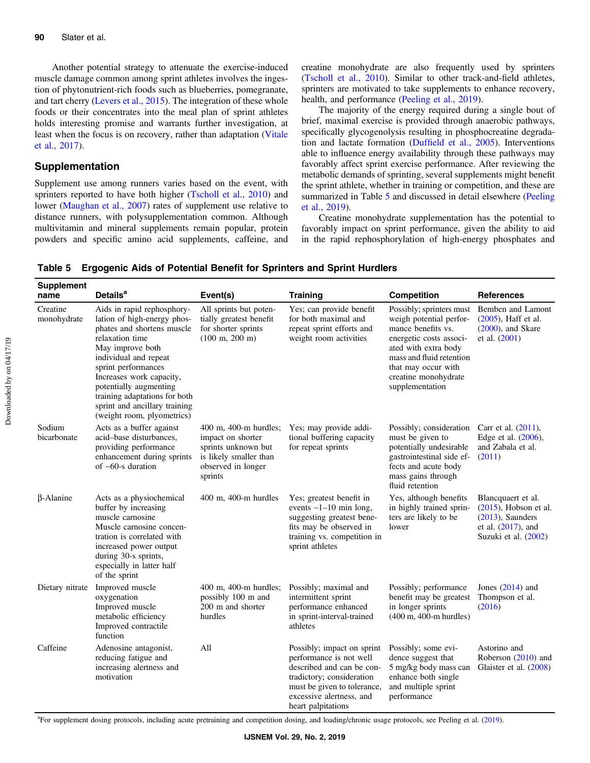Another potential strategy to attenuate the exercise-induced muscle damage common among sprint athletes involves the ingestion of phytonutrient-rich foods such as blueberries, pomegranate, and tart cherry (Levers et al., 2015). The integration of these whole foods or their concentrates into the meal plan of sprint athletes holds interesting promise and warrants further investigation, at least when the focus is on recovery, rather than adaptation (Vitale et al., 2017).

## Supplementation

Supplement use among runners varies based on the event, with sprinters reported to have both higher (Tscholl et al., 2010) and lower (Maughan et al., 2007) rates of supplement use relative to distance runners, with polysupplementation common. Although multivitamin and mineral supplements remain popular, protein powders and specific amino acid supplements, caffeine, and creatine monohydrate are also frequently used by sprinters (Tscholl et al., 2010). Similar to other track-and-field athletes, sprinters are motivated to take supplements to enhance recovery, health, and performance (Peeling et al., 2019).

The majority of the energy required during a single bout of brief, maximal exercise is provided through anaerobic pathways, specifically glycogenolysis resulting in phosphocreatine degradation and lactate formation (Duffield et al., 2005). Interventions able to influence energy availability through these pathways may favorably affect sprint exercise performance. After reviewing the metabolic demands of sprinting, several supplements might benefit the sprint athlete, whether in training or competition, and these are summarized in Table 5 and discussed in detail elsewhere (Peeling et al., 2019).

Creatine monohydrate supplementation has the potential to favorably impact on sprint performance, given the ability to aid in the rapid rephosphorylation of high-energy phosphates and

**Table 5 Ergogenic Aids of Potential Benefit for Sprinters and Sprint Hurdlers**

| Supplement name | Details[a] | Event(s) | Training | Competition | References |
|---|---|---|---|---|---|
| Creatine monohydrate | Aids in rapid rephosphorylation of high-energy phosphates and shortens muscle relaxation time<br>May improve both individual and repeat sprint performances<br>Increases work capacity, potentially augmenting training adaptations for both sprint and ancillary training (weight room, plyometrics) | All sprints but potentially greatest benefit for shorter sprints (100 m, 200 m) | Yes; can provide benefit for both maximal and repeat sprint efforts and weight room activities | Possibly; sprinters must weigh potential performance benefits vs. energetic costs associated with extra body mass and fluid retention that may occur with creatine monohydrate supplementation | Bemben and Lamont (2005), Haff et al. (2000), and Skare et al. (2001) |
| Sodium bicarbonate | Acts as a buffer against acid–base disturbances, providing performance enhancement during sprints of ∼60-s duration | 400 m, 400-m hurdles; impact on shorter sprints unknown but is likely smaller than observed in longer sprints | Yes; may provide additional buffering capacity for repeat sprints | Possibly; consideration must be given to potentially undesirable gastrointestinal side effects and acute body mass gains through fluid retention | Carr et al. (2011), Edge et al. (2006), and Zabala et al. (2011) |
| β-Alanine | Acts as a physiochemical buffer by increasing muscle carnosine<br>Muscle carnosine concentration is correlated with increased power output during 30-s sprints, especially in latter half of the sprint | 400 m, 400-m hurdles | Yes; greatest benefit in events ∼1–10 min long, suggesting greatest benefits may be observed in training vs. competition in sprint athletes | Yes, although benefits in highly trained sprinters are likely to be lower | Blancquaert et al. (2015), Hobson et al. (2013), Saunders et al. (2017), and Suzuki et al. (2002) |
| Dietary nitrate | Improved muscle oxygenation<br>Improved muscle metabolic efficiency<br>Improved contractile function | 400 m, 400-m hurdles; possibly 100 m and 200 m and shorter hurdles | Possibly; maximal and intermittent sprint performance enhanced in sprint-interval-trained athletes | Possibly; performance benefit may be greatest in longer sprints (400 m, 400-m hurdles) | Jones (2014) and Thompson et al. (2016) |
| Caffeine | Adenosine antagonist, reducing fatigue and increasing alertness and motivation | All | Possibly; impact on sprint performance is not well described and can be contradictory; consideration must be given to tolerance, excessive alertness, and heart palpitations | Possibly; some evidence suggest that 5 mg/kg body mass can enhance both single and multiple sprint performance | Astorino and Roberson (2010) and Glaister et al. (2008) |

[a]For supplement dosing protocols, including acute pretraining and competition dosing, and loading/chronic usage protocols, see Peeling et al. (2019).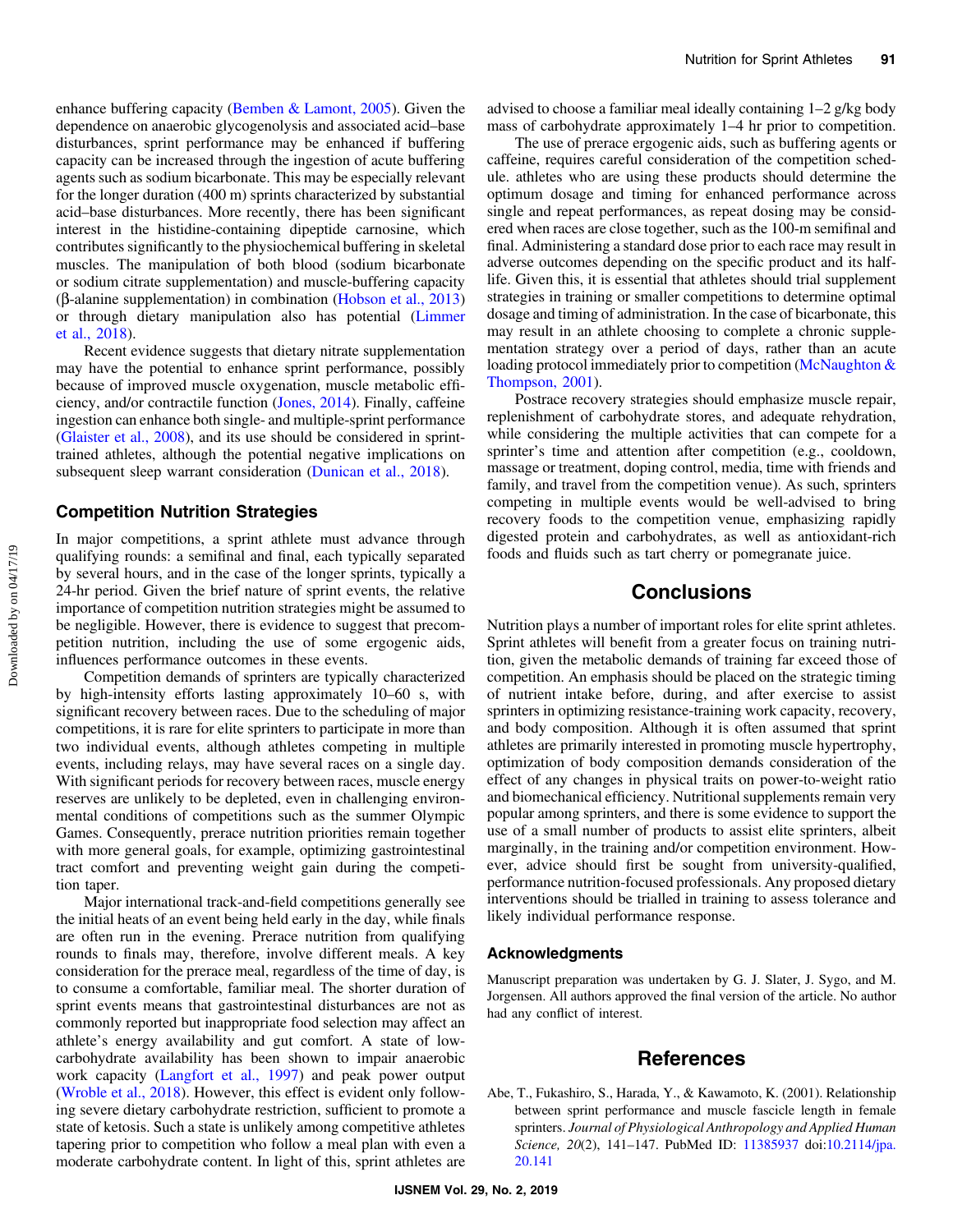enhance buffering capacity (Bemben & Lamont, 2005). Given the dependence on anaerobic glycogenolysis and associated acid–base disturbances, sprint performance may be enhanced if buffering capacity can be increased through the ingestion of acute buffering agents such as sodium bicarbonate. This may be especially relevant for the longer duration (400 m) sprints characterized by substantial acid–base disturbances. More recently, there has been significant interest in the histidine-containing dipeptide carnosine, which contributes significantly to the physiochemical buffering in skeletal muscles. The manipulation of both blood (sodium bicarbonate or sodium citrate supplementation) and muscle-buffering capacity (β-alanine supplementation) in combination (Hobson et al., 2013) or through dietary manipulation also has potential (Limmer et al., 2018).

Recent evidence suggests that dietary nitrate supplementation may have the potential to enhance sprint performance, possibly because of improved muscle oxygenation, muscle metabolic efficiency, and/or contractile function (Jones, 2014). Finally, caffeine ingestion can enhance both single- and multiple-sprint performance (Glaister et al., 2008), and its use should be considered in sprint-trained athletes, although the potential negative implications on subsequent sleep warrant consideration (Dunican et al., 2018).

## Competition Nutrition Strategies

In major competitions, a sprint athlete must advance through qualifying rounds: a semifinal and final, each typically separated by several hours, and in the case of the longer sprints, typically a 24-hr period. Given the brief nature of sprint events, the relative importance of competition nutrition strategies might be assumed to be negligible. However, there is evidence to suggest that precompetition nutrition, including the use of some ergogenic aids, influences performance outcomes in these events.

Competition demands of sprinters are typically characterized by high-intensity efforts lasting approximately 10–60 s, with significant recovery between races. Due to the scheduling of major competitions, it is rare for elite sprinters to participate in more than two individual events, although athletes competing in multiple events, including relays, may have several races on a single day. With significant periods for recovery between races, muscle energy reserves are unlikely to be depleted, even in challenging environmental conditions of competitions such as the summer Olympic Games. Consequently, prerace nutrition priorities remain together with more general goals, for example, optimizing gastrointestinal tract comfort and preventing weight gain during the competition taper.

Major international track-and-field competitions generally see the initial heats of an event being held early in the day, while finals are often run in the evening. Prerace nutrition from qualifying rounds to finals may, therefore, involve different meals. A key consideration for the prerace meal, regardless of the time of day, is to consume a comfortable, familiar meal. The shorter duration of sprint events means that gastrointestinal disturbances are not as commonly reported but inappropriate food selection may affect an athlete's energy availability and gut comfort. A state of low-carbohydrate availability has been shown to impair anaerobic work capacity (Langfort et al., 1997) and peak power output (Wroble et al., 2018). However, this effect is evident only following severe dietary carbohydrate restriction, sufficient to promote a state of ketosis. Such a state is unlikely among competitive athletes tapering prior to competition who follow a meal plan with even a moderate carbohydrate content. In light of this, sprint athletes are advised to choose a familiar meal ideally containing 1–2 g/kg body mass of carbohydrate approximately 1–4 hr prior to competition.

The use of prerace ergogenic aids, such as buffering agents or caffeine, requires careful consideration of the competition schedule. athletes who are using these products should determine the optimum dosage and timing for enhanced performance across single and repeat performances, as repeat dosing may be considered when races are close together, such as the 100-m semifinal and final. Administering a standard dose prior to each race may result in adverse outcomes depending on the specific product and its half-life. Given this, it is essential that athletes should trial supplement strategies in training or smaller competitions to determine optimal dosage and timing of administration. In the case of bicarbonate, this may result in an athlete choosing to complete a chronic supplementation strategy over a period of days, rather than an acute loading protocol immediately prior to competition (McNaughton & Thompson, 2001).

Postrace recovery strategies should emphasize muscle repair, replenishment of carbohydrate stores, and adequate rehydration, while considering the multiple activities that can compete for a sprinter's time and attention after competition (e.g., cooldown, massage or treatment, doping control, media, time with friends and family, and travel from the competition venue). As such, sprinters competing in multiple events would be well-advised to bring recovery foods to the competition venue, emphasizing rapidly digested protein and carbohydrates, as well as antioxidant-rich foods and fluids such as tart cherry or pomegranate juice.

# Conclusions

Nutrition plays a number of important roles for elite sprint athletes. Sprint athletes will benefit from a greater focus on training nutrition, given the metabolic demands of training far exceed those of competition. An emphasis should be placed on the strategic timing of nutrient intake before, during, and after exercise to assist sprinters in optimizing resistance-training work capacity, recovery, and body composition. Although it is often assumed that sprint athletes are primarily interested in promoting muscle hypertrophy, optimization of body composition demands consideration of the effect of any changes in physical traits on power-to-weight ratio and biomechanical efficiency. Nutritional supplements remain very popular among sprinters, and there is some evidence to support the use of a small number of products to assist elite sprinters, albeit marginally, in the training and/or competition environment. However, advice should first be sought from university-qualified, performance nutrition-focused professionals. Any proposed dietary interventions should be trialled in training to assess tolerance and likely individual performance response.

### Acknowledgments

Manuscript preparation was undertaken by G. J. Slater, J. Sygo, and M. Jorgensen. All authors approved the final version of the article. No author had any conflict of interest.

# References

Abe, T., Fukashiro, S., Harada, Y., & Kawamoto, K. (2001). Relationship between sprint performance and muscle fascicle length in female sprinters. *Journal of Physiological Anthropology and Applied Human Science, 20*(2), 141–147. PubMed ID: 11385937 doi:10.2114/jpa.20.141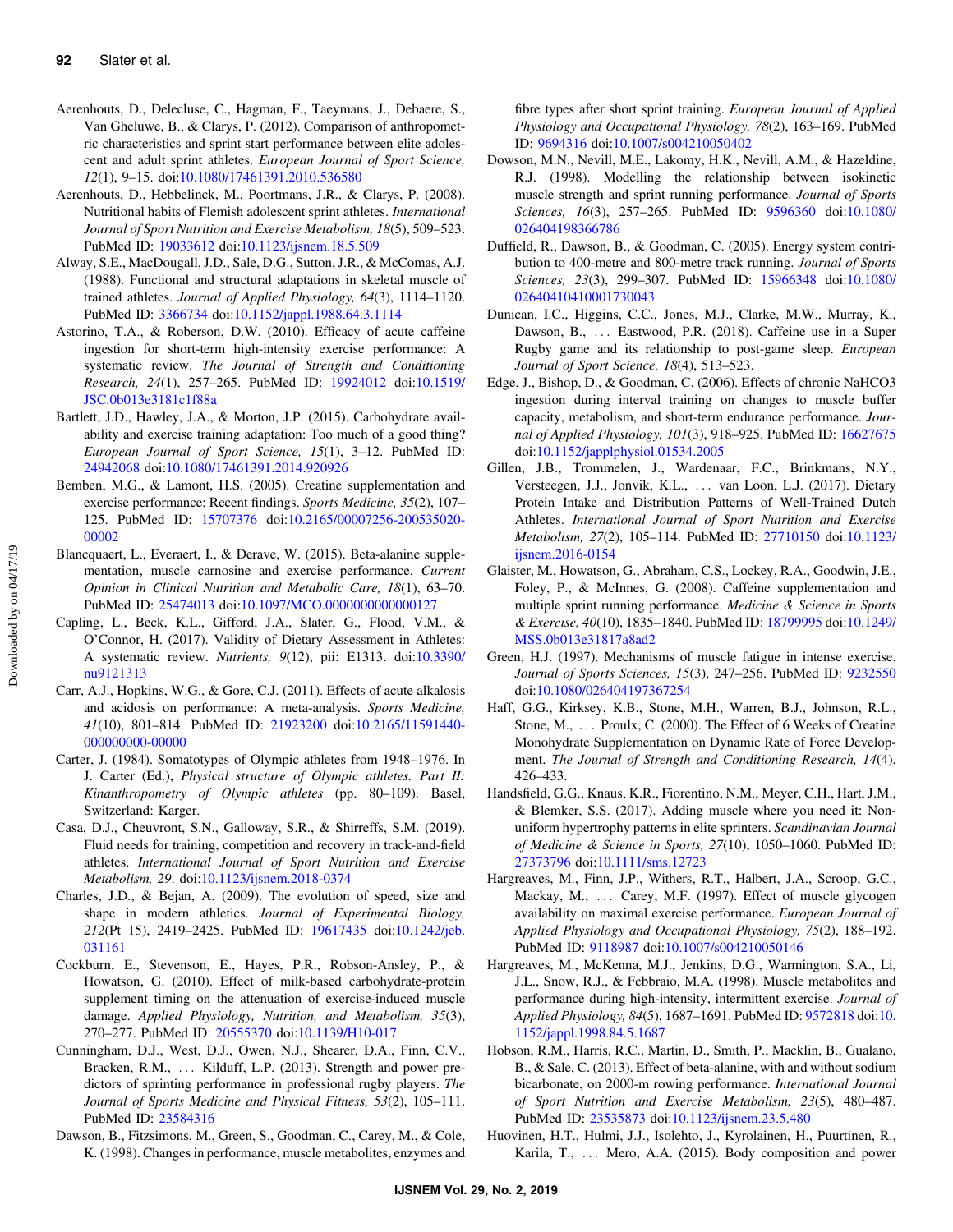Aerenhouts, D., Delecluse, C., Hagman, F., Taeymans, J., Debaere, S., Van Gheluwe, B., & Clarys, P. (2012). Comparison of anthropometric characteristics and sprint start performance between elite adolescent and adult sprint athletes. *European Journal of Sport Science, 12*(1), 9–15. doi:10.1080/17461391.2010.536580

Aerenhouts, D., Hebbelinck, M., Poortmans, J.R., & Clarys, P. (2008). Nutritional habits of Flemish adolescent sprint athletes. *International Journal of Sport Nutrition and Exercise Metabolism, 18*(5), 509–523. PubMed ID: 19033612 doi:10.1123/ijsnem.18.5.509

Alway, S.E., MacDougall, J.D., Sale, D.G., Sutton, J.R., & McComas, A.J. (1988). Functional and structural adaptations in skeletal muscle of trained athletes. *Journal of Applied Physiology, 64*(3), 1114–1120. PubMed ID: 3366734 doi:10.1152/jappl.1988.64.3.1114

Astorino, T.A., & Roberson, D.W. (2010). Efficacy of acute caffeine ingestion for short-term high-intensity exercise performance: A systematic review. *The Journal of Strength and Conditioning Research, 24*(1), 257–265. PubMed ID: 19924012 doi:10.1519/JSC.0b013e3181c1f88a

Bartlett, J.D., Hawley, J.A., & Morton, J.P. (2015). Carbohydrate availability and exercise training adaptation: Too much of a good thing? *European Journal of Sport Science, 15*(1), 3–12. PubMed ID: 24942068 doi:10.1080/17461391.2014.920926

Bemben, M.G., & Lamont, H.S. (2005). Creatine supplementation and exercise performance: Recent findings. *Sports Medicine, 35*(2), 107–125. PubMed ID: 15707376 doi:10.2165/00007256-200535020-00002

Blancquaert, L., Everaert, I., & Derave, W. (2015). Beta-alanine supplementation, muscle carnosine and exercise performance. *Current Opinion in Clinical Nutrition and Metabolic Care, 18*(1), 63–70. PubMed ID: 25474013 doi:10.1097/MCO.0000000000000127

Capling, L., Beck, K.L., Gifford, J.A., Slater, G., Flood, V.M., & O'Connor, H. (2017). Validity of Dietary Assessment in Athletes: A systematic review. *Nutrients, 9*(12), pii: E1313. doi:10.3390/nu9121313

Carr, A.J., Hopkins, W.G., & Gore, C.J. (2011). Effects of acute alkalosis and acidosis on performance: A meta-analysis. *Sports Medicine, 41*(10), 801–814. PubMed ID: 21923200 doi:10.2165/11591440-000000000-00000

Carter, J. (1984). Somatotypes of Olympic athletes from 1948–1976. In J. Carter (Ed.), *Physical structure of Olympic athletes. Part II: Kinanthropometry of Olympic athletes* (pp. 80–109). Basel, Switzerland: Karger.

Casa, D.J., Cheuvront, S.N., Galloway, S.R., & Shirreffs, S.M. (2019). Fluid needs for training, competition and recovery in track-and-field athletes. *International Journal of Sport Nutrition and Exercise Metabolism, 29*. doi:10.1123/ijsnem.2018-0374

Charles, J.D., & Bejan, A. (2009). The evolution of speed, size and shape in modern athletics. *Journal of Experimental Biology, 212*(Pt 15), 2419–2425. PubMed ID: 19617435 doi:10.1242/jeb.031161

Cockburn, E., Stevenson, E., Hayes, P.R., Robson-Ansley, P., & Howatson, G. (2010). Effect of milk-based carbohydrate-protein supplement timing on the attenuation of exercise-induced muscle damage. *Applied Physiology, Nutrition, and Metabolism, 35*(3), 270–277. PubMed ID: 20555370 doi:10.1139/H10-017

Cunningham, D.J., West, D.J., Owen, N.J., Shearer, D.A., Finn, C.V., Bracken, R.M., … Kilduff, L.P. (2013). Strength and power predictors of sprinting performance in professional rugby players. *The Journal of Sports Medicine and Physical Fitness, 53*(2), 105–111. PubMed ID: 23584316

Dawson, B., Fitzsimons, M., Green, S., Goodman, C., Carey, M., & Cole, K. (1998). Changes in performance, muscle metabolites, enzymes and fibre types after short sprint training. *European Journal of Applied Physiology and Occupational Physiology, 78*(2), 163–169. PubMed ID: 9694316 doi:10.1007/s004210050402

Dowson, M.N., Nevill, M.E., Lakomy, H.K., Nevill, A.M., & Hazeldine, R.J. (1998). Modelling the relationship between isokinetic muscle strength and sprint running performance. *Journal of Sports Sciences, 16*(3), 257–265. PubMed ID: 9596360 doi:10.1080/026404198366786

Duffield, R., Dawson, B., & Goodman, C. (2005). Energy system contribution to 400-metre and 800-metre track running. *Journal of Sports Sciences, 23*(3), 299–307. PubMed ID: 15966348 doi:10.1080/02640410410001730043

Dunican, I.C., Higgins, C.C., Jones, M.J., Clarke, M.W., Murray, K., Dawson, B., … Eastwood, P.R. (2018). Caffeine use in a Super Rugby game and its relationship to post-game sleep. *European Journal of Sport Science, 18*(4), 513–523.

Edge, J., Bishop, D., & Goodman, C. (2006). Effects of chronic NaHCO3 ingestion during interval training on changes to muscle buffer capacity, metabolism, and short-term endurance performance. *Journal of Applied Physiology, 101*(3), 918–925. PubMed ID: 16627675 doi:10.1152/japplphysiol.01534.2005

Gillen, J.B., Trommelen, J., Wardenaar, F.C., Brinkmans, N.Y., Versteegen, J.J., Jonvik, K.L., … van Loon, L.J. (2017). Dietary Protein Intake and Distribution Patterns of Well-Trained Dutch Athletes. *International Journal of Sport Nutrition and Exercise Metabolism, 27*(2), 105–114. PubMed ID: 27710150 doi:10.1123/ijsnem.2016-0154

Glaister, M., Howatson, G., Abraham, C.S., Lockey, R.A., Goodwin, J.E., Foley, P., & McInnes, G. (2008). Caffeine supplementation and multiple sprint running performance. *Medicine & Science in Sports & Exercise, 40*(10), 1835–1840. PubMed ID: 18799995 doi:10.1249/MSS.0b013e31817a8ad2

Green, H.J. (1997). Mechanisms of muscle fatigue in intense exercise. *Journal of Sports Sciences, 15*(3), 247–256. PubMed ID: 9232550 doi:10.1080/026404197367254

Haff, G.G., Kirksey, K.B., Stone, M.H., Warren, B.J., Johnson, R.L., Stone, M., … Proulx, C. (2000). The Effect of 6 Weeks of Creatine Monohydrate Supplementation on Dynamic Rate of Force Development. *The Journal of Strength and Conditioning Research, 14*(4), 426–433.

Handsfield, G.G., Knaus, K.R., Fiorentino, N.M., Meyer, C.H., Hart, J.M., & Blemker, S.S. (2017). Adding muscle where you need it: Non-uniform hypertrophy patterns in elite sprinters. *Scandinavian Journal of Medicine & Science in Sports, 27*(10), 1050–1060. PubMed ID: 27373796 doi:10.1111/sms.12723

Hargreaves, M., Finn, J.P., Withers, R.T., Halbert, J.A., Scroop, G.C., Mackay, M., … Carey, M.F. (1997). Effect of muscle glycogen availability on maximal exercise performance. *European Journal of Applied Physiology and Occupational Physiology, 75*(2), 188–192. PubMed ID: 9118987 doi:10.1007/s004210050146

Hargreaves, M., McKenna, M.J., Jenkins, D.G., Warmington, S.A., Li, J.L., Snow, R.J., & Febbraio, M.A. (1998). Muscle metabolites and performance during high-intensity, intermittent exercise. *Journal of Applied Physiology, 84*(5), 1687–1691. PubMed ID: 9572818 doi:10.1152/jappl.1998.84.5.1687

Hobson, R.M., Harris, R.C., Martin, D., Smith, P., Macklin, B., Gualano, B., & Sale, C. (2013). Effect of beta-alanine, with and without sodium bicarbonate, on 2000-m rowing performance. *International Journal of Sport Nutrition and Exercise Metabolism, 23*(5), 480–487. PubMed ID: 23535873 doi:10.1123/ijsnem.23.5.480

Huovinen, H.T., Hulmi, J.J., Isolehto, J., Kyrolainen, H., Puurtinen, R., Karila, T., … Mero, A.A. (2015). Body composition and power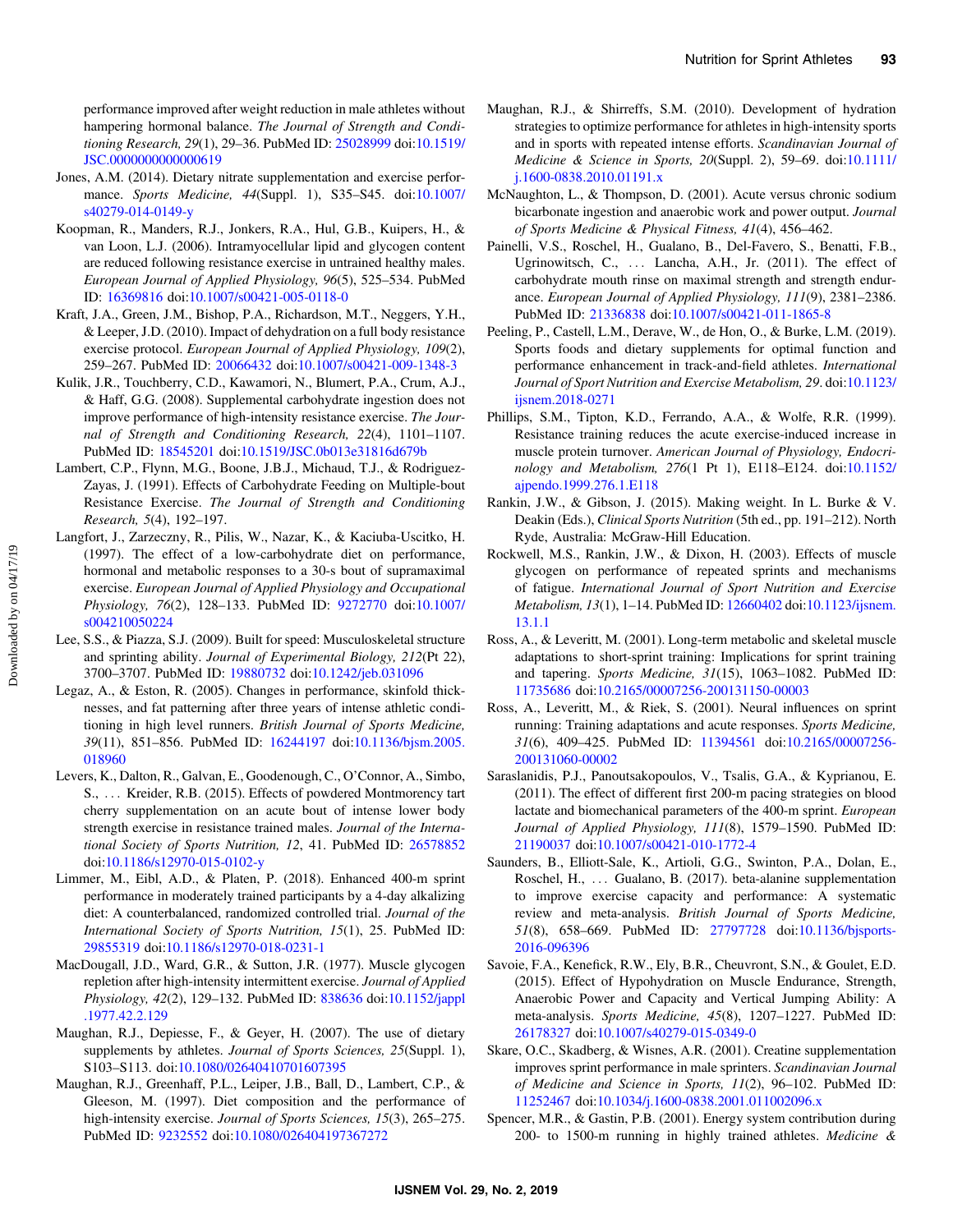performance improved after weight reduction in male athletes without hampering hormonal balance. *The Journal of Strength and Conditioning Research, 29*(1), 29–36. PubMed ID: 25028999 doi:10.1519/JSC.0000000000000619

Jones, A.M. (2014). Dietary nitrate supplementation and exercise performance. *Sports Medicine, 44*(Suppl. 1), S35–S45. doi:10.1007/s40279-014-0149-y

Koopman, R., Manders, R.J., Jonkers, R.A., Hul, G.B., Kuipers, H., & van Loon, L.J. (2006). Intramyocellular lipid and glycogen content are reduced following resistance exercise in untrained healthy males. *European Journal of Applied Physiology, 96*(5), 525–534. PubMed ID: 16369816 doi:10.1007/s00421-005-0118-0

Kraft, J.A., Green, J.M., Bishop, P.A., Richardson, M.T., Neggers, Y.H., & Leeper, J.D. (2010). Impact of dehydration on a full body resistance exercise protocol. *European Journal of Applied Physiology, 109*(2), 259–267. PubMed ID: 20066432 doi:10.1007/s00421-009-1348-3

Kulik, J.R., Touchberry, C.D., Kawamori, N., Blumert, P.A., Crum, A.J., & Haff, G.G. (2008). Supplemental carbohydrate ingestion does not improve performance of high-intensity resistance exercise. *The Journal of Strength and Conditioning Research, 22*(4), 1101–1107. PubMed ID: 18545201 doi:10.1519/JSC.0b013e31816d679b

Lambert, C.P., Flynn, M.G., Boone, J.B.J., Michaud, T.J., & Rodriguez-Zayas, J. (1991). Effects of Carbohydrate Feeding on Multiple-bout Resistance Exercise. *The Journal of Strength and Conditioning Research, 5*(4), 192–197.

Langfort, J., Zarzeczny, R., Pilis, W., Nazar, K., & Kaciuba-Uscitko, H. (1997). The effect of a low-carbohydrate diet on performance, hormonal and metabolic responses to a 30-s bout of supramaximal exercise. *European Journal of Applied Physiology and Occupational Physiology, 76*(2), 128–133. PubMed ID: 9272770 doi:10.1007/s004210050224

Lee, S.S., & Piazza, S.J. (2009). Built for speed: Musculoskeletal structure and sprinting ability. *Journal of Experimental Biology, 212*(Pt 22), 3700–3707. PubMed ID: 19880732 doi:10.1242/jeb.031096

Legaz, A., & Eston, R. (2005). Changes in performance, skinfold thicknesses, and fat patterning after three years of intense athletic conditioning in high level runners. *British Journal of Sports Medicine, 39*(11), 851–856. PubMed ID: 16244197 doi:10.1136/bjsm.2005.018960

Levers, K., Dalton, R., Galvan, E., Goodenough, C., O'Connor, A., Simbo, S., . . . Kreider, R.B. (2015). Effects of powdered Montmorency tart cherry supplementation on an acute bout of intense lower body strength exercise in resistance trained males. *Journal of the International Society of Sports Nutrition, 12*, 41. PubMed ID: 26578852 doi:10.1186/s12970-015-0102-y

Limmer, M., Eibl, A.D., & Platen, P. (2018). Enhanced 400-m sprint performance in moderately trained participants by a 4-day alkalizing diet: A counterbalanced, randomized controlled trial. *Journal of the International Society of Sports Nutrition, 15*(1), 25. PubMed ID: 29855319 doi:10.1186/s12970-018-0231-1

MacDougall, J.D., Ward, G.R., & Sutton, J.R. (1977). Muscle glycogen repletion after high-intensity intermittent exercise. *Journal of Applied Physiology, 42*(2), 129–132. PubMed ID: 838636 doi:10.1152/jappl.1977.42.2.129

Maughan, R.J., Depiesse, F., & Geyer, H. (2007). The use of dietary supplements by athletes. *Journal of Sports Sciences, 25*(Suppl. 1), S103–S113. doi:10.1080/02640410701607395

Maughan, R.J., Greenhaff, P.L., Leiper, J.B., Ball, D., Lambert, C.P., & Gleeson, M. (1997). Diet composition and the performance of high-intensity exercise. *Journal of Sports Sciences, 15*(3), 265–275. PubMed ID: 9232552 doi:10.1080/026404197367272

Maughan, R.J., & Shirreffs, S.M. (2010). Development of hydration strategies to optimize performance for athletes in high-intensity sports and in sports with repeated intense efforts. *Scandinavian Journal of Medicine & Science in Sports, 20*(Suppl. 2), 59–69. doi:10.1111/j.1600-0838.2010.01191.x

McNaughton, L., & Thompson, D. (2001). Acute versus chronic sodium bicarbonate ingestion and anaerobic work and power output. *Journal of Sports Medicine & Physical Fitness, 41*(4), 456–462.

Painelli, V.S., Roschel, H., Gualano, B., Del-Favero, S., Benatti, F.B., Ugrinowitsch, C., . . . Lancha, A.H., Jr. (2011). The effect of carbohydrate mouth rinse on maximal strength and strength endurance. *European Journal of Applied Physiology, 111*(9), 2381–2386. PubMed ID: 21336838 doi:10.1007/s00421-011-1865-8

Peeling, P., Castell, L.M., Derave, W., de Hon, O., & Burke, L.M. (2019). Sports foods and dietary supplements for optimal function and performance enhancement in track-and-field athletes. *International Journal of Sport Nutrition and Exercise Metabolism, 29*. doi:10.1123/ijsnem.2018-0271

Phillips, S.M., Tipton, K.D., Ferrando, A.A., & Wolfe, R.R. (1999). Resistance training reduces the acute exercise-induced increase in muscle protein turnover. *American Journal of Physiology, Endocrinology and Metabolism, 276*(1 Pt 1), E118–E124. doi:10.1152/ajpendo.1999.276.1.E118

Rankin, J.W., & Gibson, J. (2015). Making weight. In L. Burke & V. Deakin (Eds.), *Clinical Sports Nutrition* (5th ed., pp. 191–212). North Ryde, Australia: McGraw-Hill Education.

Rockwell, M.S., Rankin, J.W., & Dixon, H. (2003). Effects of muscle glycogen on performance of repeated sprints and mechanisms of fatigue. *International Journal of Sport Nutrition and Exercise Metabolism, 13*(1), 1–14. PubMed ID: 12660402 doi:10.1123/ijsnem.13.1.1

Ross, A., & Leveritt, M. (2001). Long-term metabolic and skeletal muscle adaptations to short-sprint training: Implications for sprint training and tapering. *Sports Medicine, 31*(15), 1063–1082. PubMed ID: 11735686 doi:10.2165/00007256-200131150-00003

Ross, A., Leveritt, M., & Riek, S. (2001). Neural influences on sprint running: Training adaptations and acute responses. *Sports Medicine, 31*(6), 409–425. PubMed ID: 11394561 doi:10.2165/00007256-200131060-00002

Saraslanidis, P.J., Panoutsakopoulos, V., Tsalis, G.A., & Kyprianou, E. (2011). The effect of different first 200-m pacing strategies on blood lactate and biomechanical parameters of the 400-m sprint. *European Journal of Applied Physiology, 111*(8), 1579–1590. PubMed ID: 21190037 doi:10.1007/s00421-010-1772-4

Saunders, B., Elliott-Sale, K., Artioli, G.G., Swinton, P.A., Dolan, E., Roschel, H., . . . Gualano, B. (2017). beta-alanine supplementation to improve exercise capacity and performance: A systematic review and meta-analysis. *British Journal of Sports Medicine, 51*(8), 658–669. PubMed ID: 27797728 doi:10.1136/bjsports-2016-096396

Savoie, F.A., Kenefick, R.W., Ely, B.R., Cheuvront, S.N., & Goulet, E.D. (2015). Effect of Hypohydration on Muscle Endurance, Strength, Anaerobic Power and Capacity and Vertical Jumping Ability: A meta-analysis. *Sports Medicine, 45*(8), 1207–1227. PubMed ID: 26178327 doi:10.1007/s40279-015-0349-0

Skare, O.C., Skadberg, & Wisnes, A.R. (2001). Creatine supplementation improves sprint performance in male sprinters. *Scandinavian Journal of Medicine and Science in Sports, 11*(2), 96–102. PubMed ID: 11252467 doi:10.1034/j.1600-0838.2001.011002096.x

Spencer, M.R., & Gastin, P.B. (2001). Energy system contribution during 200- to 1500-m running in highly trained athletes. *Medicine &*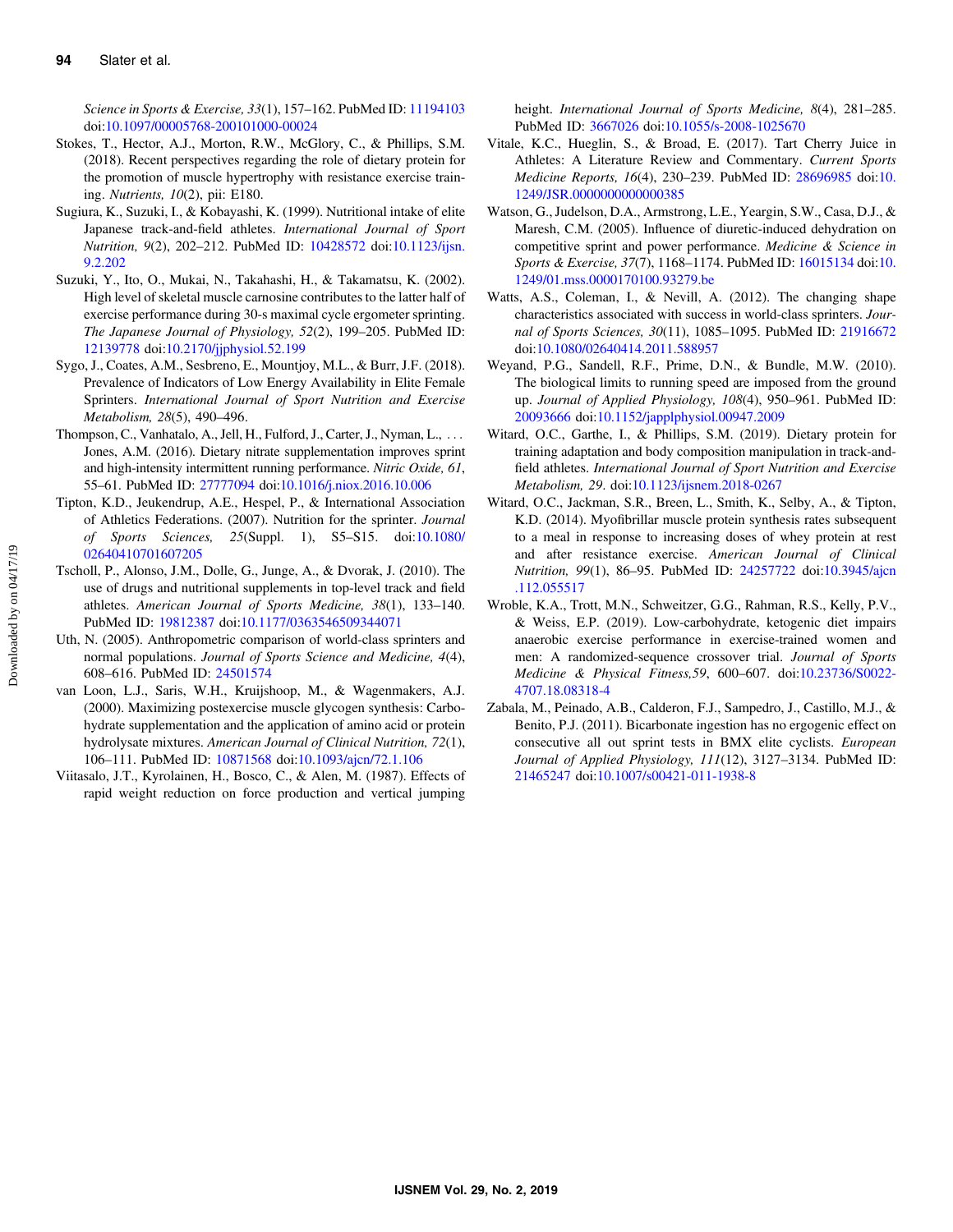*Science in Sports & Exercise, 33*(1), 157–162. PubMed ID: 11194103 doi:10.1097/00005768-200101000-00024

Stokes, T., Hector, A.J., Morton, R.W., McGlory, C., & Phillips, S.M. (2018). Recent perspectives regarding the role of dietary protein for the promotion of muscle hypertrophy with resistance exercise training. *Nutrients, 10*(2), pii: E180.

Sugiura, K., Suzuki, I., & Kobayashi, K. (1999). Nutritional intake of elite Japanese track-and-field athletes. *International Journal of Sport Nutrition, 9*(2), 202–212. PubMed ID: 10428572 doi:10.1123/ijsn.9.2.202

Suzuki, Y., Ito, O., Mukai, N., Takahashi, H., & Takamatsu, K. (2002). High level of skeletal muscle carnosine contributes to the latter half of exercise performance during 30-s maximal cycle ergometer sprinting. *The Japanese Journal of Physiology, 52*(2), 199–205. PubMed ID: 12139778 doi:10.2170/jjphysiol.52.199

Sygo, J., Coates, A.M., Sesbreno, E., Mountjoy, M.L., & Burr, J.F. (2018). Prevalence of Indicators of Low Energy Availability in Elite Female Sprinters. *International Journal of Sport Nutrition and Exercise Metabolism, 28*(5), 490–496.

Thompson, C., Vanhatalo, A., Jell, H., Fulford, J., Carter, J., Nyman, L., … Jones, A.M. (2016). Dietary nitrate supplementation improves sprint and high-intensity intermittent running performance. *Nitric Oxide, 61*, 55–61. PubMed ID: 27777094 doi:10.1016/j.niox.2016.10.006

Tipton, K.D., Jeukendrup, A.E., Hespel, P., & International Association of Athletics Federations. (2007). Nutrition for the sprinter. *Journal of Sports Sciences, 25*(Suppl. 1), S5–S15. doi:10.1080/02640410701607205

Tscholl, P., Alonso, J.M., Dolle, G., Junge, A., & Dvorak, J. (2010). The use of drugs and nutritional supplements in top-level track and field athletes. *American Journal of Sports Medicine, 38*(1), 133–140. PubMed ID: 19812387 doi:10.1177/0363546509344071

Uth, N. (2005). Anthropometric comparison of world-class sprinters and normal populations. *Journal of Sports Science and Medicine, 4*(4), 608–616. PubMed ID: 24501574

van Loon, L.J., Saris, W.H., Kruijshoop, M., & Wagenmakers, A.J. (2000). Maximizing postexercise muscle glycogen synthesis: Carbohydrate supplementation and the application of amino acid or protein hydrolysate mixtures. *American Journal of Clinical Nutrition, 72*(1), 106–111. PubMed ID: 10871568 doi:10.1093/ajcn/72.1.106

Viitasalo, J.T., Kyrolainen, H., Bosco, C., & Alen, M. (1987). Effects of rapid weight reduction on force production and vertical jumping height. *International Journal of Sports Medicine, 8*(4), 281–285. PubMed ID: 3667026 doi:10.1055/s-2008-1025670

Vitale, K.C., Hueglin, S., & Broad, E. (2017). Tart Cherry Juice in Athletes: A Literature Review and Commentary. *Current Sports Medicine Reports, 16*(4), 230–239. PubMed ID: 28696985 doi:10.1249/JSR.0000000000000385

Watson, G., Judelson, D.A., Armstrong, L.E., Yeargin, S.W., Casa, D.J., & Maresh, C.M. (2005). Influence of diuretic-induced dehydration on competitive sprint and power performance. *Medicine & Science in Sports & Exercise, 37*(7), 1168–1174. PubMed ID: 16015134 doi:10.1249/01.mss.0000170100.93279.be

Watts, A.S., Coleman, I., & Nevill, A. (2012). The changing shape characteristics associated with success in world-class sprinters. *Journal of Sports Sciences, 30*(11), 1085–1095. PubMed ID: 21916672 doi:10.1080/02640414.2011.588957

Weyand, P.G., Sandell, R.F., Prime, D.N., & Bundle, M.W. (2010). The biological limits to running speed are imposed from the ground up. *Journal of Applied Physiology, 108*(4), 950–961. PubMed ID: 20093666 doi:10.1152/japplphysiol.00947.2009

Witard, O.C., Garthe, I., & Phillips, S.M. (2019). Dietary protein for training adaptation and body composition manipulation in track-and-field athletes. *International Journal of Sport Nutrition and Exercise Metabolism, 29*. doi:10.1123/ijsnem.2018-0267

Witard, O.C., Jackman, S.R., Breen, L., Smith, K., Selby, A., & Tipton, K.D. (2014). Myofibrillar muscle protein synthesis rates subsequent to a meal in response to increasing doses of whey protein at rest and after resistance exercise. *American Journal of Clinical Nutrition, 99*(1), 86–95. PubMed ID: 24257722 doi:10.3945/ajcn.112.055517

Wroble, K.A., Trott, M.N., Schweitzer, G.G., Rahman, R.S., Kelly, P.V., & Weiss, E.P. (2019). Low-carbohydrate, ketogenic diet impairs anaerobic exercise performance in exercise-trained women and men: A randomized-sequence crossover trial. *Journal of Sports Medicine & Physical Fitness,59*, 600–607. doi:10.23736/S0022-4707.18.08318-4

Zabala, M., Peinado, A.B., Calderon, F.J., Sampedro, J., Castillo, M.J., & Benito, P.J. (2011). Bicarbonate ingestion has no ergogenic effect on consecutive all out sprint tests in BMX elite cyclists. *European Journal of Applied Physiology, 111*(12), 3127–3134. PubMed ID: 21465247 doi:10.1007/s00421-011-1938-8